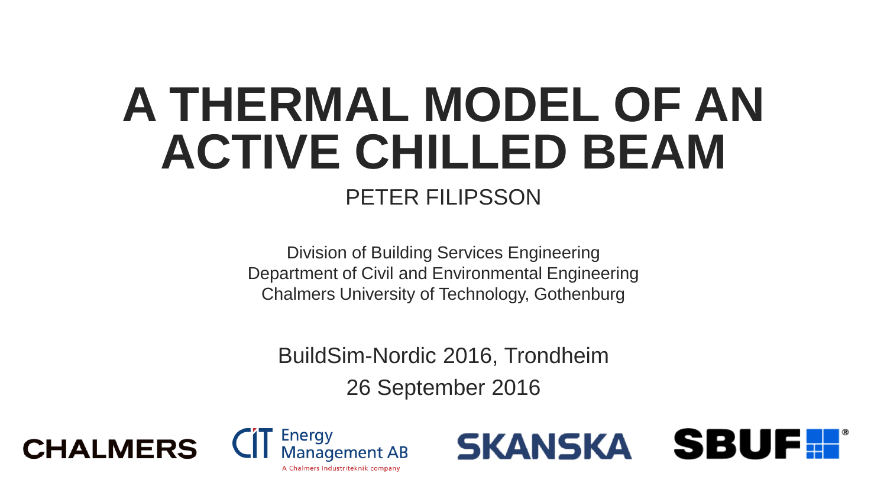# A THERMAL MODEL OF AN ACTIVE CHILLED BEAM

PETER FILIPSSON

Division of Building Services Engineering
Department of Civil and Environmental Engineering
Chalmers University of Technology, Gothenburg

BuildSim-Nordic 2016, Trondheim

26 September 2016

CHALMERS

CIT Energy Management AB
A Chalmers Industriteknik company

SKANSKA

SBUF®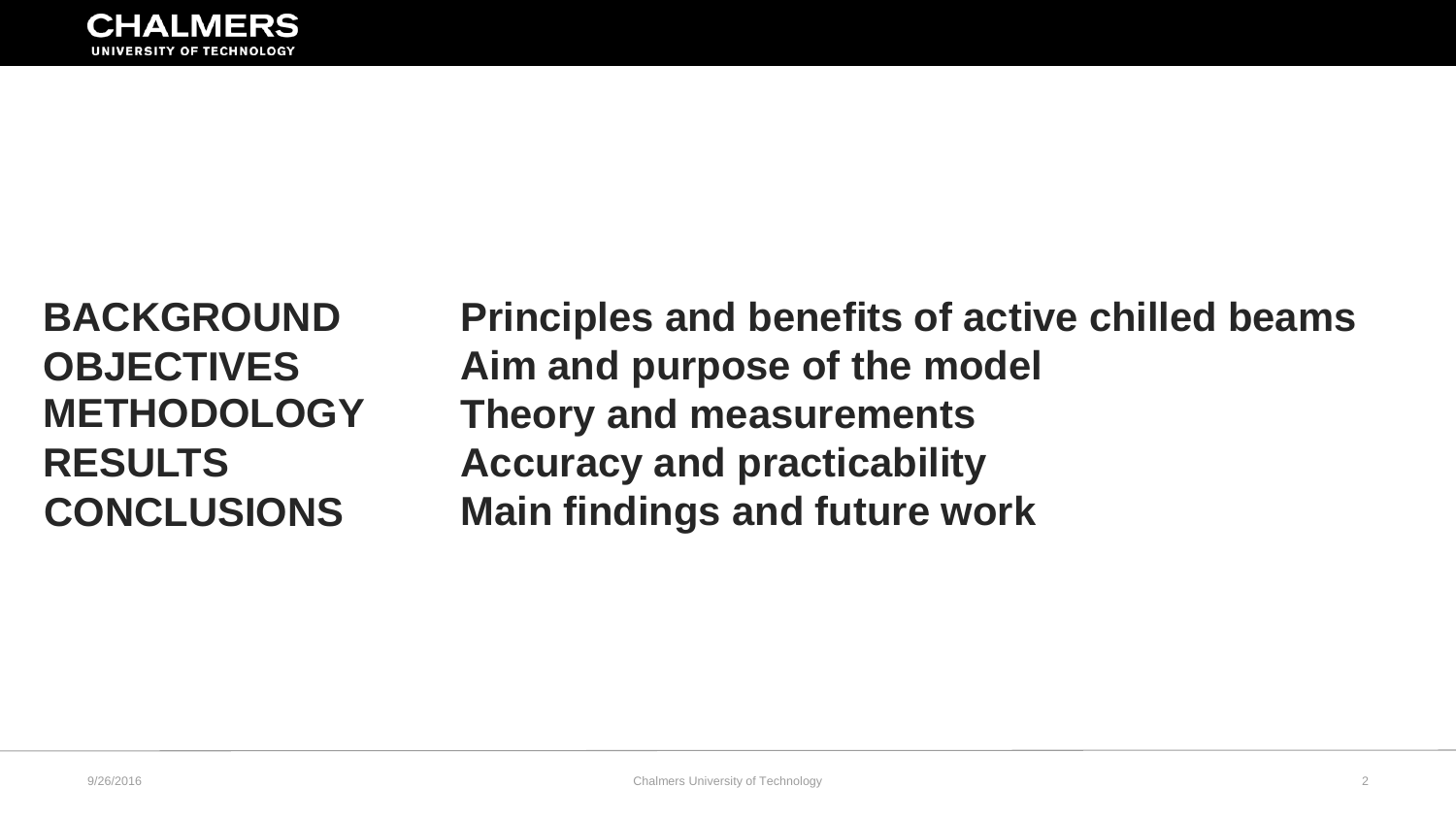| | |
|---|---|
| **BACKGROUND** | **Principles and benefits of active chilled beams** |
| **OBJECTIVES** | **Aim and purpose of the model** |
| **METHODOLOGY** | **Theory and measurements** |
| **RESULTS** | **Accuracy and practicability** |
| **CONCLUSIONS** | **Main findings and future work** |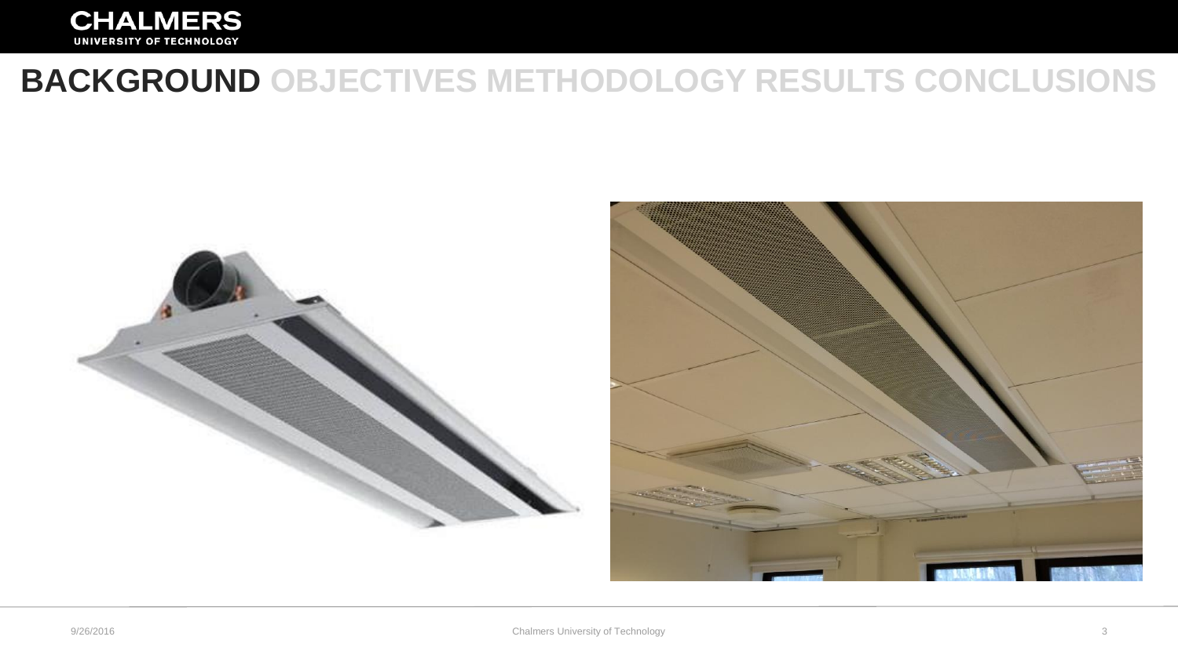# BACKGROUND OBJECTIVES METHODOLOGY RESULTS CONCLUSIONS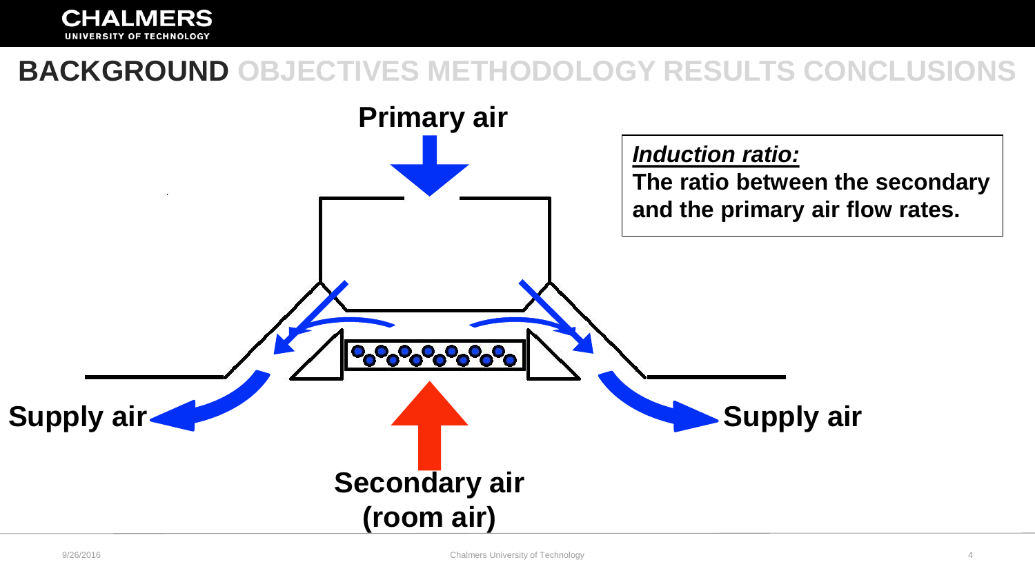## BACKGROUND OBJECTIVES METHODOLOGY RESULTS CONCLUSIONS

Primary air

***Induction ratio:***
**The ratio between the secondary and the primary air flow rates.**

Supply air

Supply air

Secondary air (room air)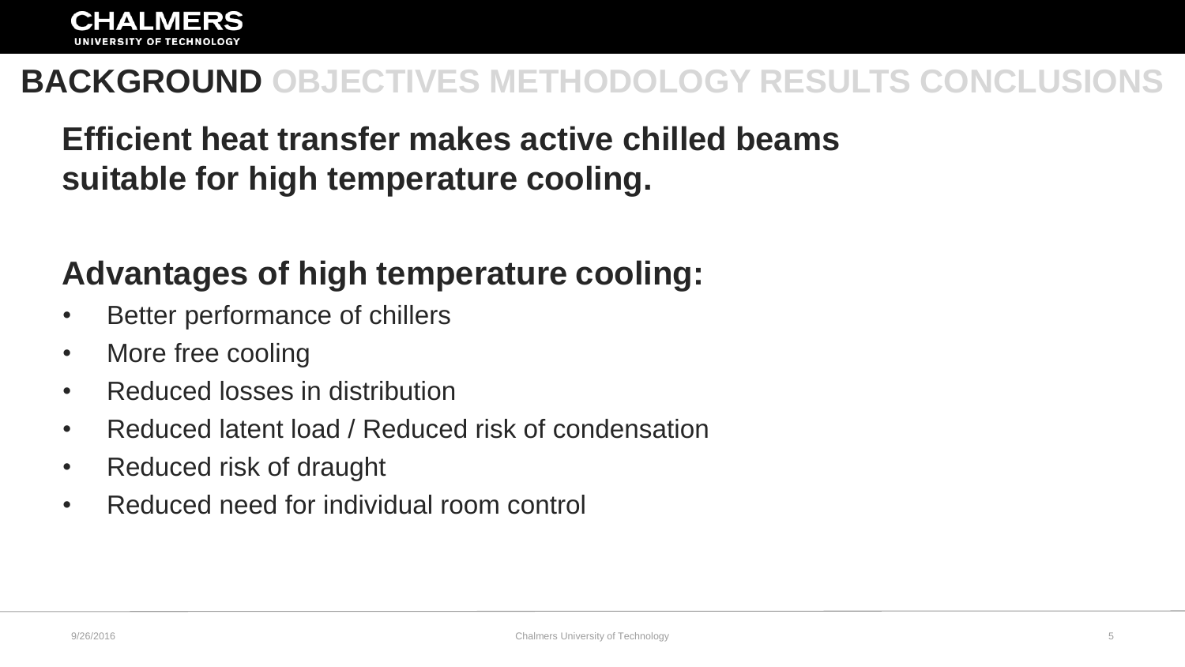**BACKGROUND** OBJECTIVES METHODOLOGY RESULTS CONCLUSIONS

## Efficient heat transfer makes active chilled beams suitable for high temperature cooling.

## Advantages of high temperature cooling:

- Better performance of chillers
- More free cooling
- Reduced losses in distribution
- Reduced latent load / Reduced risk of condensation
- Reduced risk of draught
- Reduced need for individual room control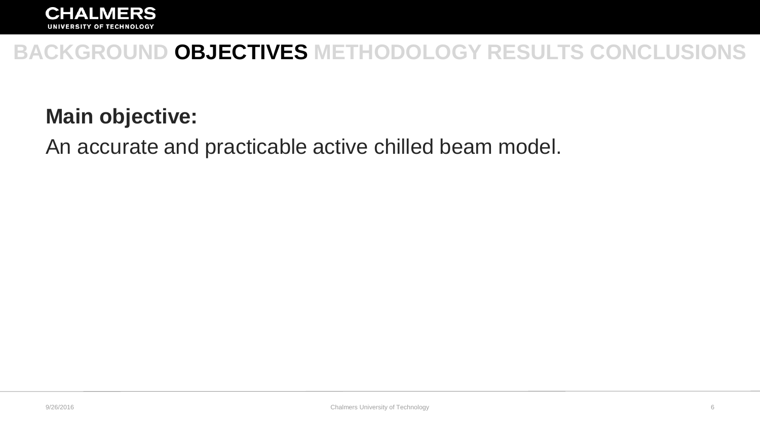BACKGROUND **OBJECTIVES** METHODOLOGY RESULTS CONCLUSIONS

**Main objective:**

An accurate and practicable active chilled beam model.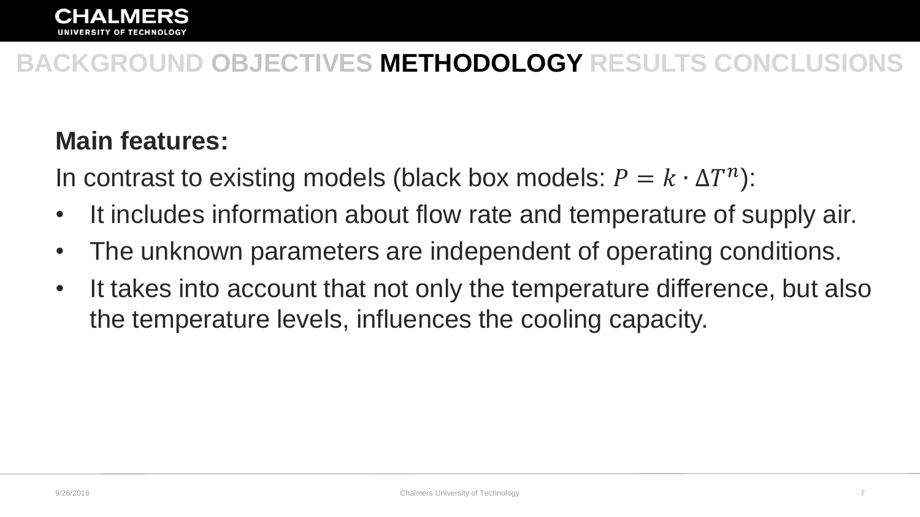BACKGROUND OBJECTIVES **METHODOLOGY** RESULTS CONCLUSIONS

**Main features:**

In contrast to existing models (black box models: $P = k \cdot \Delta T^{n}$):

- It includes information about flow rate and temperature of supply air.
- The unknown parameters are independent of operating conditions.
- It takes into account that not only the temperature difference, but also the temperature levels, influences the cooling capacity.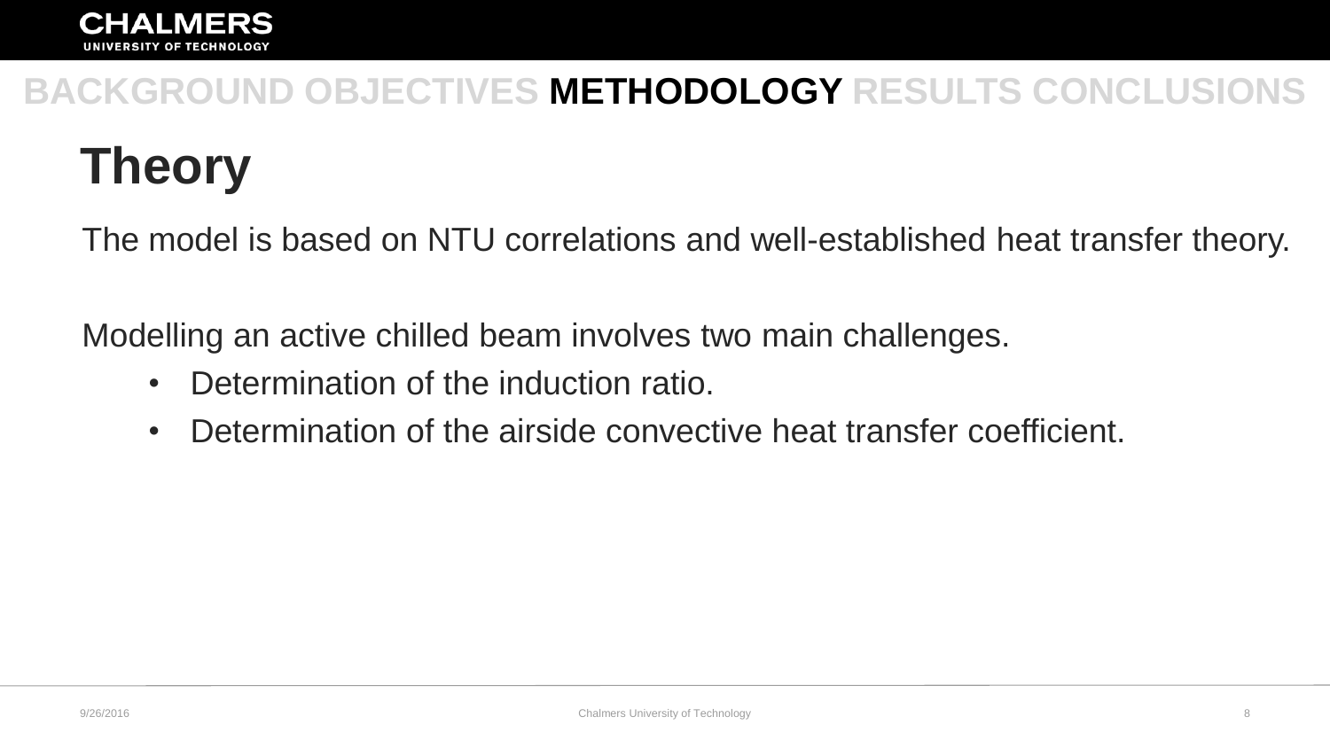BACKGROUND OBJECTIVES **METHODOLOGY** RESULTS CONCLUSIONS

# Theory

The model is based on NTU correlations and well-established heat transfer theory.

Modelling an active chilled beam involves two main challenges.

- Determination of the induction ratio.
- Determination of the airside convective heat transfer coefficient.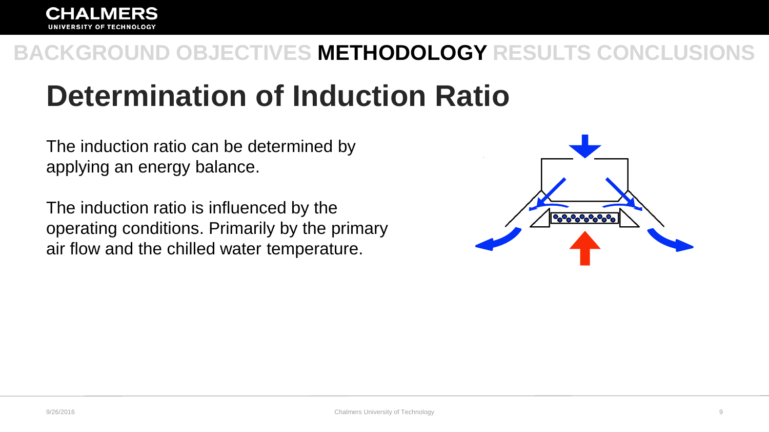BACKGROUND OBJECTIVES **METHODOLOGY** RESULTS CONCLUSIONS

# Determination of Induction Ratio

The induction ratio can be determined by applying an energy balance.

The induction ratio is influenced by the operating conditions. Primarily by the primary air flow and the chilled water temperature.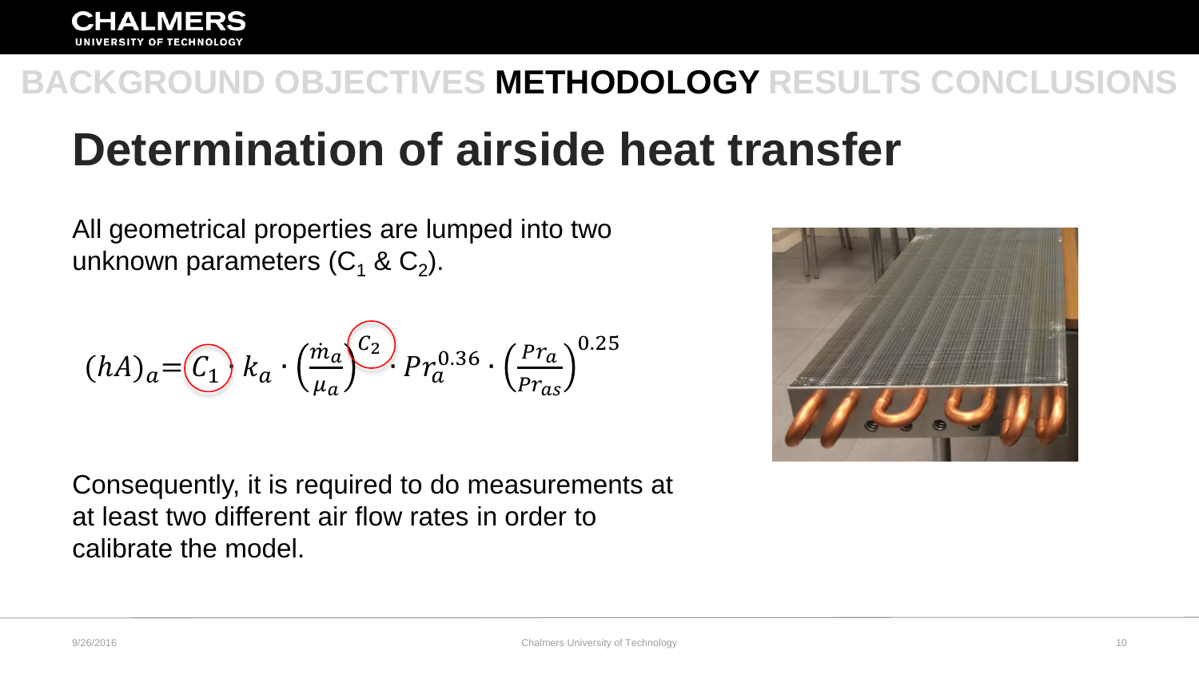BACKGROUND OBJECTIVES **METHODOLOGY** RESULTS CONCLUSIONS

# Determination of airside heat transfer

All geometrical properties are lumped into two unknown parameters ($C_1$ & $C_2$).

$$(hA)_a = C_1 \cdot k_a \cdot \left(\frac{\dot{m}_a}{\mu_a}\right)^{C_2} \cdot Pr_a^{0.36} \cdot \left(\frac{Pr_a}{Pr_{as}}\right)^{0.25}$$

Consequently, it is required to do measurements at at least two different air flow rates in order to calibrate the model.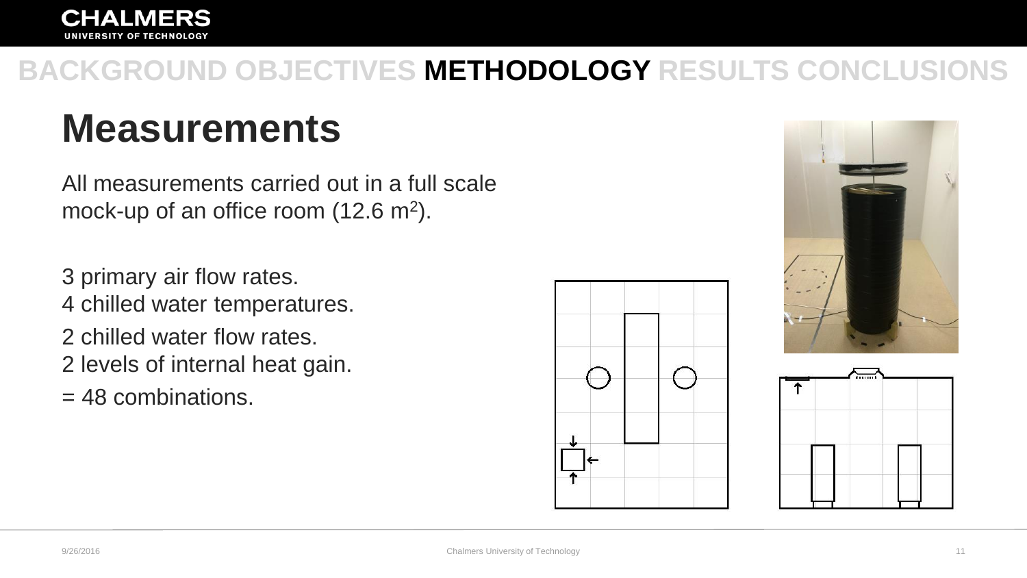BACKGROUND OBJECTIVES **METHODOLOGY** RESULTS CONCLUSIONS

# Measurements

All measurements carried out in a full scale mock-up of an office room (12.6 $m^2$).

3 primary air flow rates.
4 chilled water temperatures.
2 chilled water flow rates.
2 levels of internal heat gain.
= 48 combinations.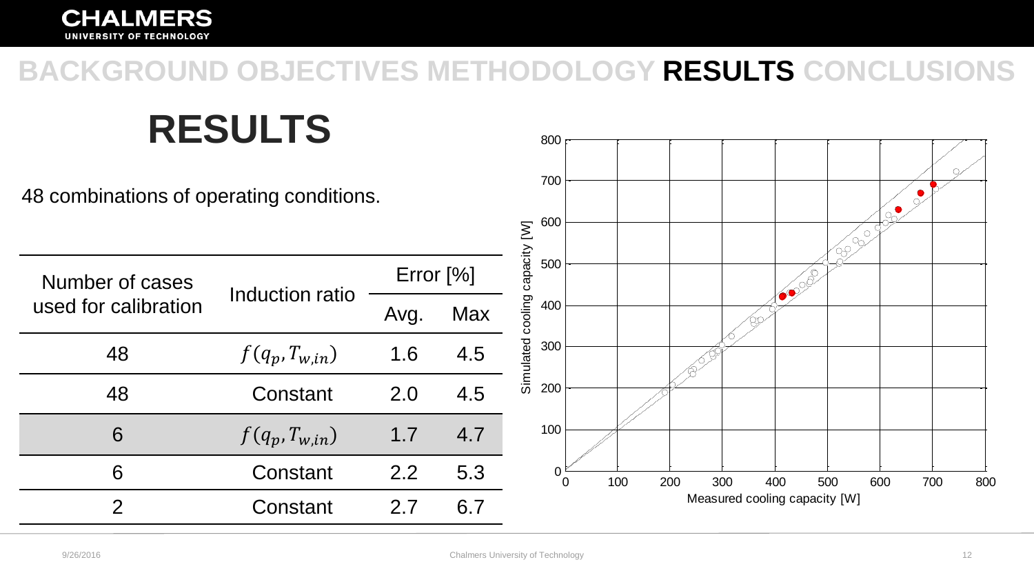BACKGROUND OBJECTIVES METHODOLOGY **RESULTS** CONCLUSIONS

# RESULTS

48 combinations of operating conditions.

| Number of cases used for calibration | Induction ratio | Error [%] | |
|---|---|---|---|
| | | Avg. | Max |
| 48 | $f(q_p, T_{w,in})$ | 1.6 | 4.5 |
| 48 | Constant | 2.0 | 4.5 |
| 6 | $f(q_p, T_{w,in})$ | 1.7 | 4.7 |
| 6 | Constant | 2.2 | 5.3 |
| 2 | Constant | 2.7 | 6.7 |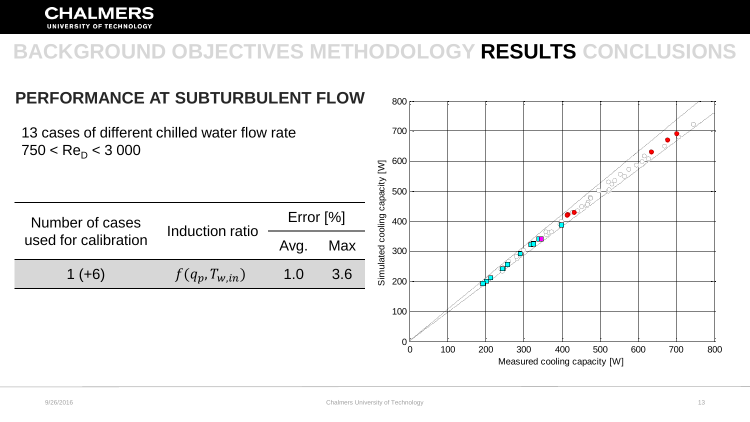BACKGROUND OBJECTIVES METHODOLOGY **RESULTS** CONCLUSIONS

## PERFORMANCE AT SUBTURBULENT FLOW

13 cases of different chilled water flow rate
$750 < Re_D < 3\,000$

| Number of cases used for calibration | Induction ratio | Error [%] | |
|---|---|---|---|
| | | Avg. | Max |
| 1 (+6) | $f(q_p, T_{w,in})$ | 1.0 | 3.6 |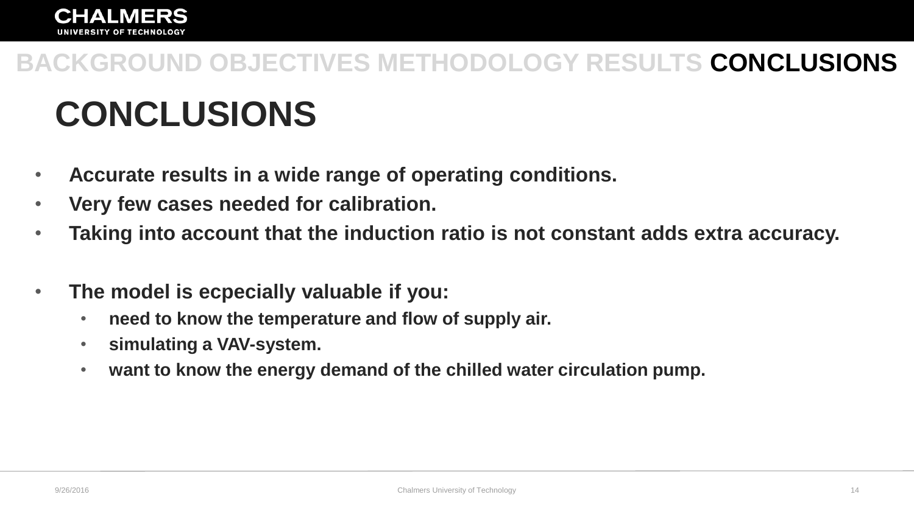BACKGROUND OBJECTIVES METHODOLOGY RESULTS **CONCLUSIONS**

# CONCLUSIONS

- **Accurate results in a wide range of operating conditions.**
- **Very few cases needed for calibration.**
- **Taking into account that the induction ratio is not constant adds extra accuracy.**

- **The model is ecpecially valuable if you:**
  - **need to know the temperature and flow of supply air.**
  - **simulating a VAV-system.**
  - **want to know the energy demand of the chilled water circulation pump.**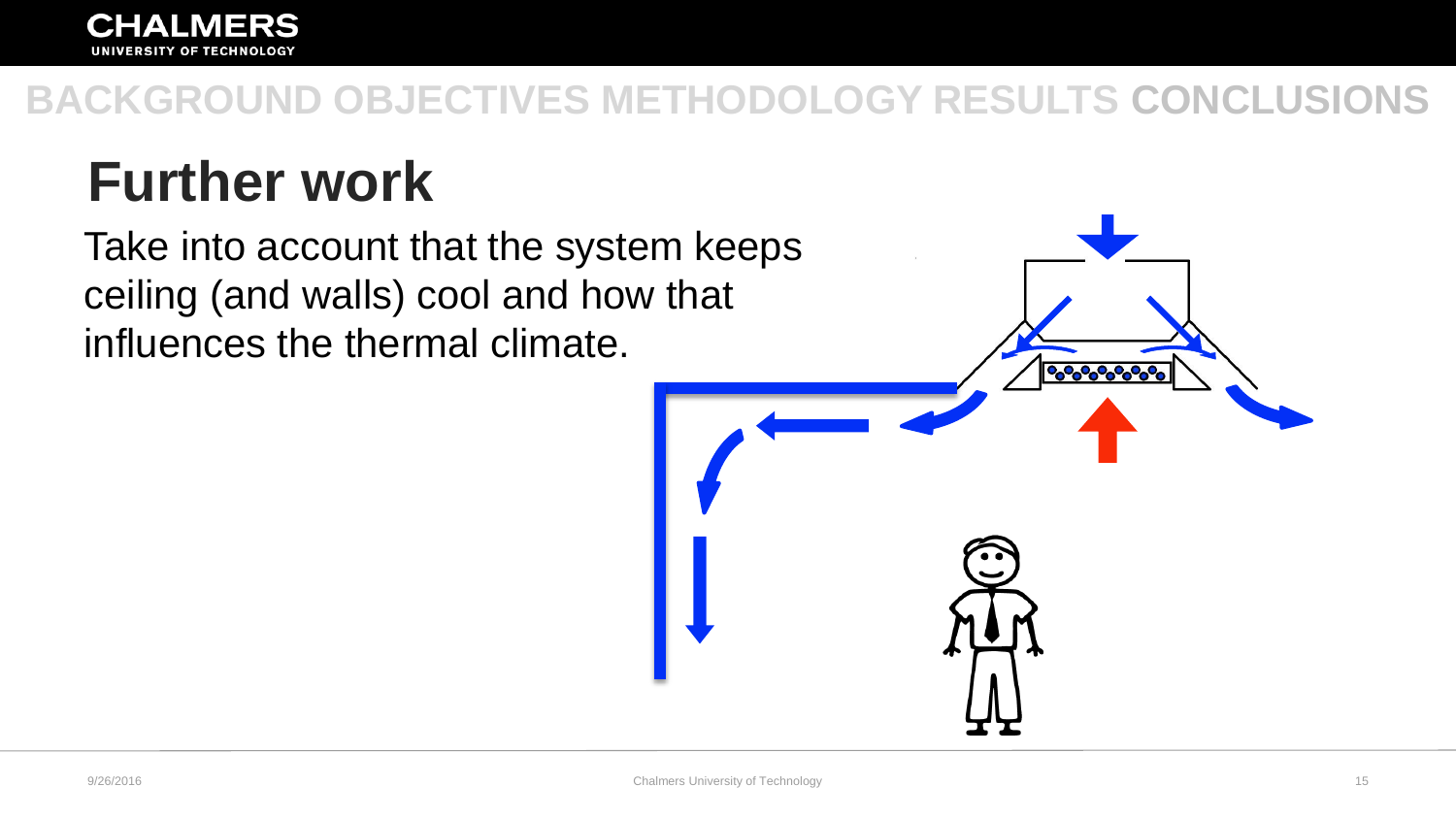BACKGROUND OBJECTIVES METHODOLOGY RESULTS CONCLUSIONS

# Further work

Take into account that the system keeps ceiling (and walls) cool and how that influences the thermal climate.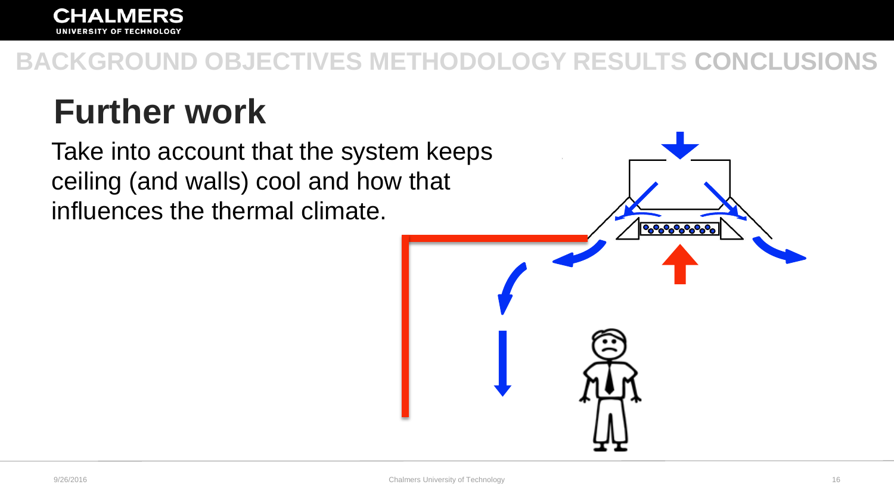BACKGROUND OBJECTIVES METHODOLOGY RESULTS **CONCLUSIONS**

# Further work

Take into account that the system keeps ceiling (and walls) cool and how that influences the thermal climate.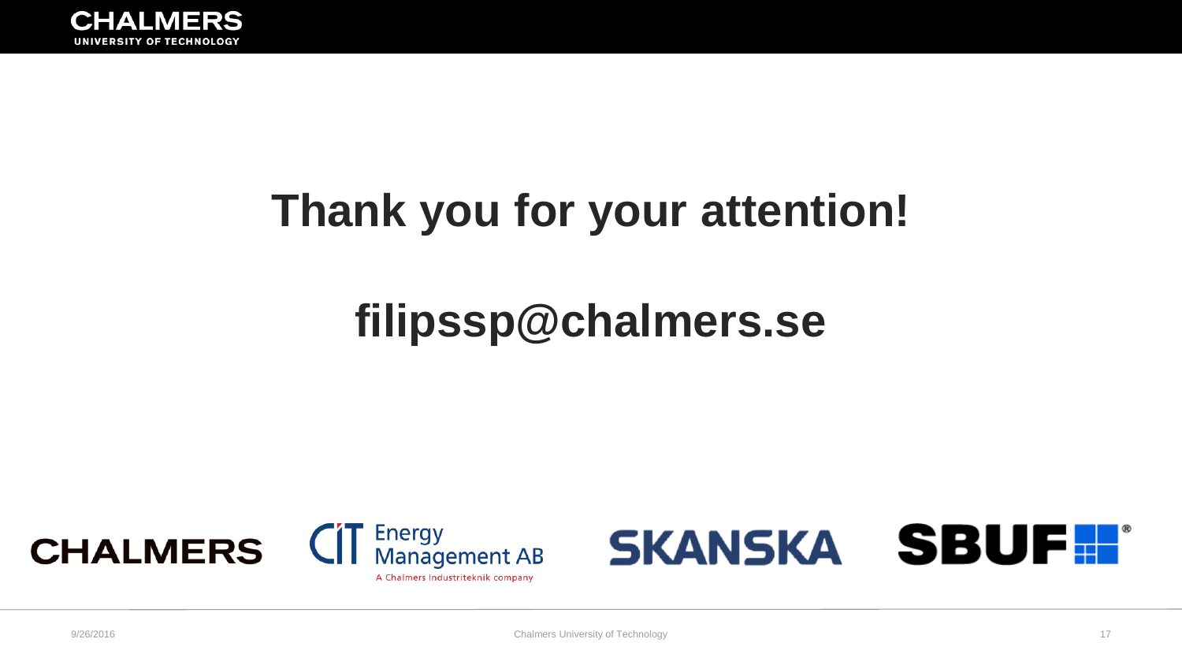# Thank you for your attention!

# filipssp@chalmers.se

CHALMERS

CIT Energy Management AB

A Chalmers Industriteknik company

SKANSKA

SBUF